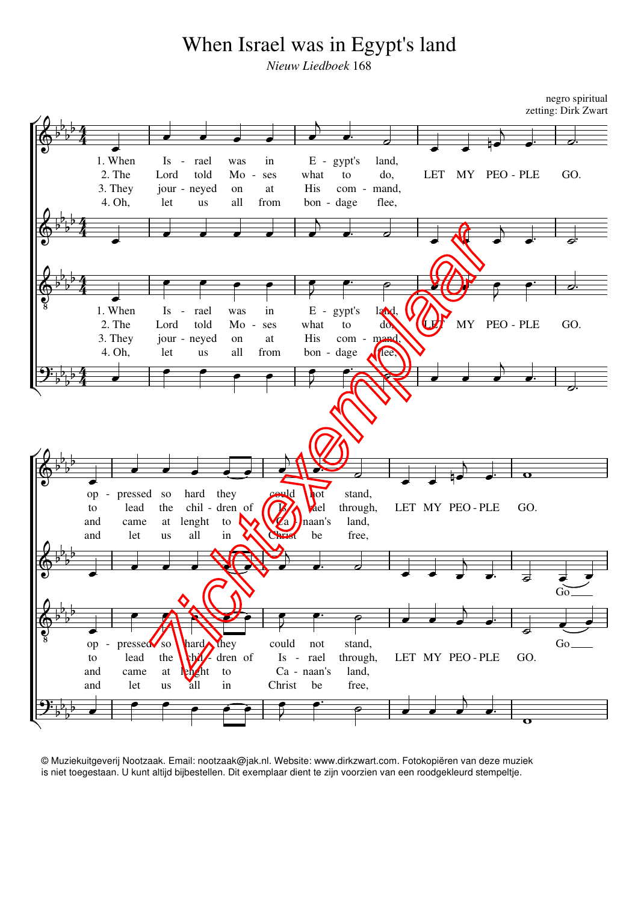# When Israel was in Egypt's land

*Nieuw Liedboek* 168

negro spiritual
zetting: Dirk Zwart

1. When Israel was in Egypt's land, LET MY PEOPLE GO.
2. The Lord told Moses what to do, LET MY PEOPLE GO.
3. They journeyed on at His command, LET MY PEOPLE GO.
4. Oh, let us all from bondage flee, LET MY PEOPLE GO.

oppressed so hard they could not stand, LET MY PEOPLE GO.
to lead the children of Israel through, LET MY PEOPLE GO.
and came at lenght to Canaan's land, LET MY PEOPLE GO.
and let us all in Christ be free, LET MY PEOPLE GO.

Go

Zichtexemplaar

© Muziekuitgeverij Nootzaak. Email: nootzaak@jak.nl. Website: www.dirkzwart.com. Fotokopiëren van deze muziek is niet toegestaan. U kunt altijd bijbestellen. Dit exemplaar dient te zijn voorzien van een roodgekleurd stempeltje.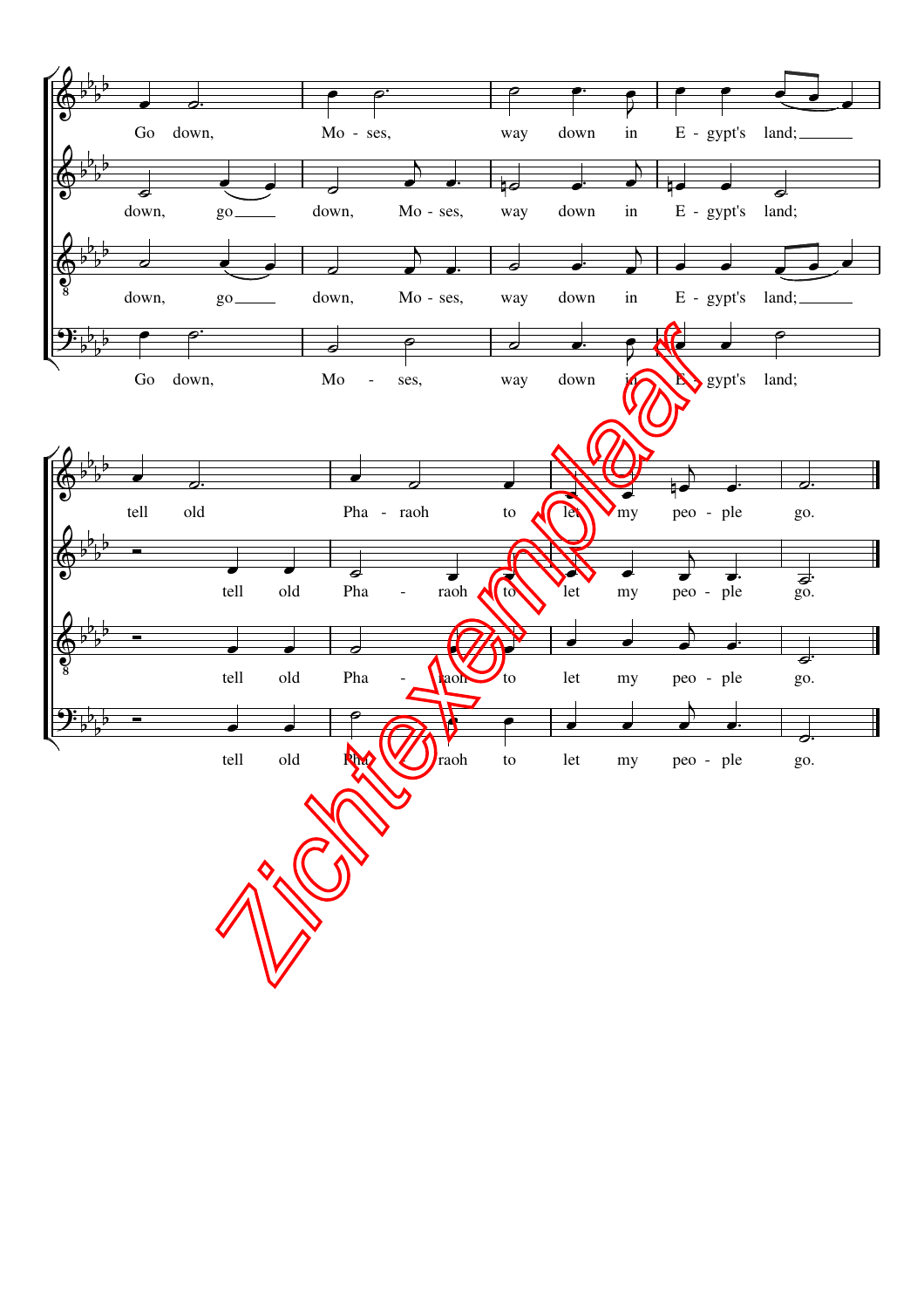Go down, Mo - ses, way down in E - gypt's land; tell old Pha - raoh to let my peo - ple go.

down, go down, Mo - ses, way down in E - gypt's land; tell old Pha - raoh to let my peo - ple go.

down, go down, Mo - ses, way down in E - gypt's land; tell old Pha - raoh to let my peo - ple go.

Go down, Mo - ses, way down in E - gypt's land; tell old Pha - raoh to let my peo - ple go.

Zichtexemplaar